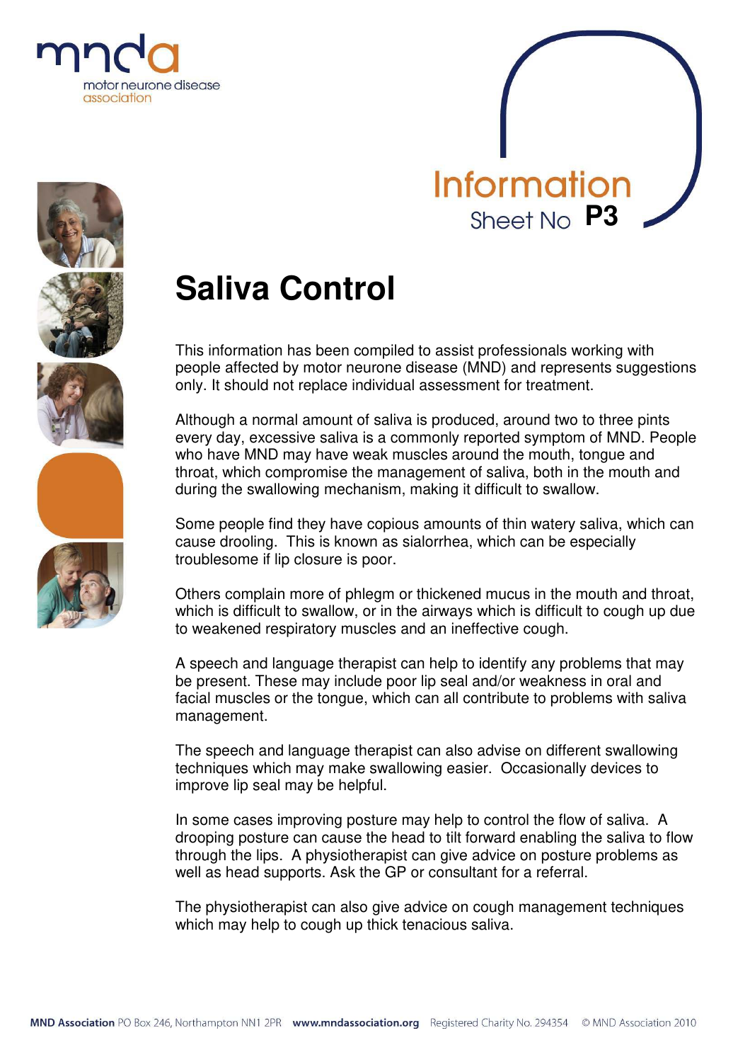Information Sheet No **P3**

# Saliva Control

This information has been compiled to assist professionals working with people affected by motor neurone disease (MND) and represents suggestions only. It should not replace individual assessment for treatment.

Although a normal amount of saliva is produced, around two to three pints every day, excessive saliva is a commonly reported symptom of MND. People who have MND may have weak muscles around the mouth, tongue and throat, which compromise the management of saliva, both in the mouth and during the swallowing mechanism, making it difficult to swallow.

Some people find they have copious amounts of thin watery saliva, which can cause drooling. This is known as sialorrhea, which can be especially troublesome if lip closure is poor.

Others complain more of phlegm or thickened mucus in the mouth and throat, which is difficult to swallow, or in the airways which is difficult to cough up due to weakened respiratory muscles and an ineffective cough.

A speech and language therapist can help to identify any problems that may be present. These may include poor lip seal and/or weakness in oral and facial muscles or the tongue, which can all contribute to problems with saliva management.

The speech and language therapist can also advise on different swallowing techniques which may make swallowing easier. Occasionally devices to improve lip seal may be helpful.

In some cases improving posture may help to control the flow of saliva. A drooping posture can cause the head to tilt forward enabling the saliva to flow through the lips. A physiotherapist can give advice on posture problems as well as head supports. Ask the GP or consultant for a referral.

The physiotherapist can also give advice on cough management techniques which may help to cough up thick tenacious saliva.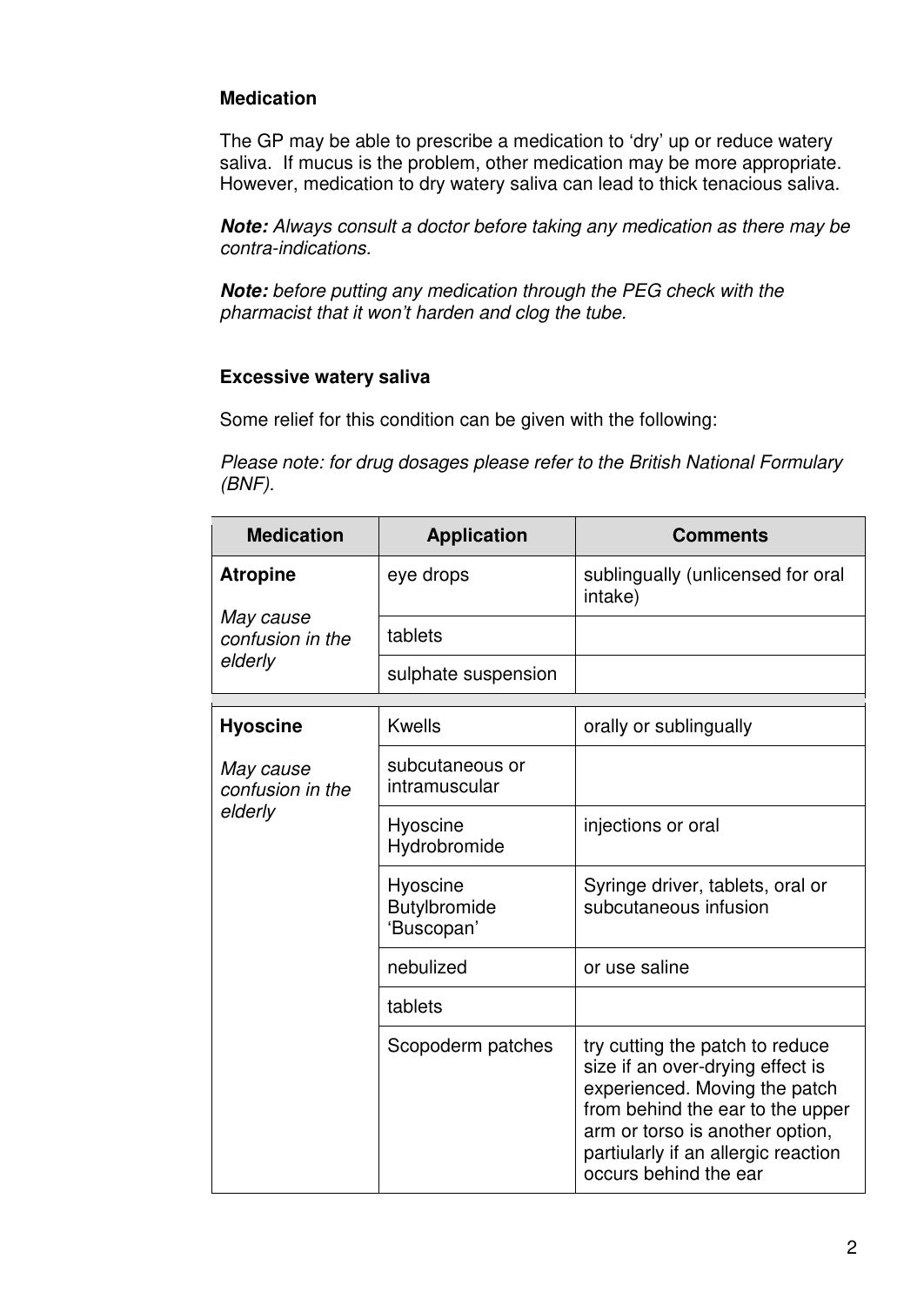**Medication**

The GP may be able to prescribe a medication to 'dry' up or reduce watery saliva. If mucus is the problem, other medication may be more appropriate. However, medication to dry watery saliva can lead to thick tenacious saliva.

***Note:*** *Always consult a doctor before taking any medication as there may be contra-indications.*

***Note:*** *before putting any medication through the PEG check with the pharmacist that it won't harden and clog the tube.*

**Excessive watery saliva**

Some relief for this condition can be given with the following:

*Please note: for drug dosages please refer to the British National Formulary (BNF).*

| Medication | Application | Comments |
|---|---|---|
| **Atropine** *May cause confusion in the elderly* | eye drops | sublingually (unlicensed for oral intake) |
| | tablets | |
| | sulphate suspension | |
| **Hyoscine** *May cause confusion in the elderly* | Kwells | orally or sublingually |
| | subcutaneous or intramuscular | |
| | Hyoscine Hydrobromide | injections or oral |
| | Hyoscine Butylbromide 'Buscopan' | Syringe driver, tablets, oral or subcutaneous infusion |
| | nebulized | or use saline |
| | tablets | |
| | Scopoderm patches | try cutting the patch to reduce size if an over-drying effect is experienced. Moving the patch from behind the ear to the upper arm or torso is another option, partiularly if an allergic reaction occurs behind the ear |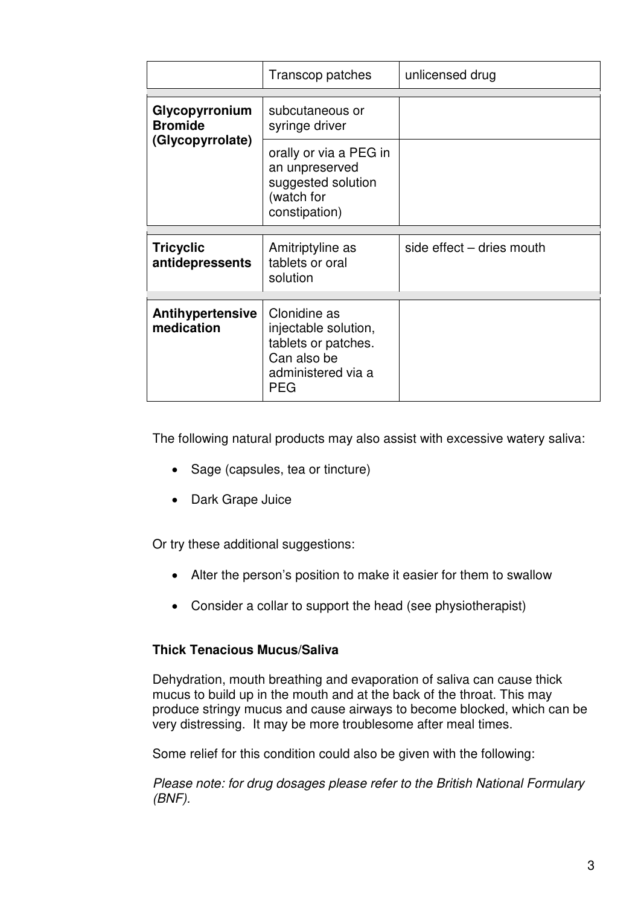|  |  |  |
|---|---|---|
|  | Transcop patches | unlicensed drug |
| **Glycopyrronium Bromide (Glycopyrrolate)** | subcutaneous or syringe driver |  |
|  | orally or via a PEG in an unpreserved suggested solution (watch for constipation) |  |
| **Tricyclic antidepressents** | Amitriptyline as tablets or oral solution | side effect – dries mouth |
| **Antihypertensive medication** | Clonidine as injectable solution, tablets or patches. Can also be administered via a PEG |  |

The following natural products may also assist with excessive watery saliva:

- Sage (capsules, tea or tincture)
- Dark Grape Juice

Or try these additional suggestions:

- Alter the person's position to make it easier for them to swallow
- Consider a collar to support the head (see physiotherapist)

**Thick Tenacious Mucus/Saliva**

Dehydration, mouth breathing and evaporation of saliva can cause thick mucus to build up in the mouth and at the back of the throat. This may produce stringy mucus and cause airways to become blocked, which can be very distressing. It may be more troublesome after meal times.

Some relief for this condition could also be given with the following:

*Please note: for drug dosages please refer to the British National Formulary (BNF).*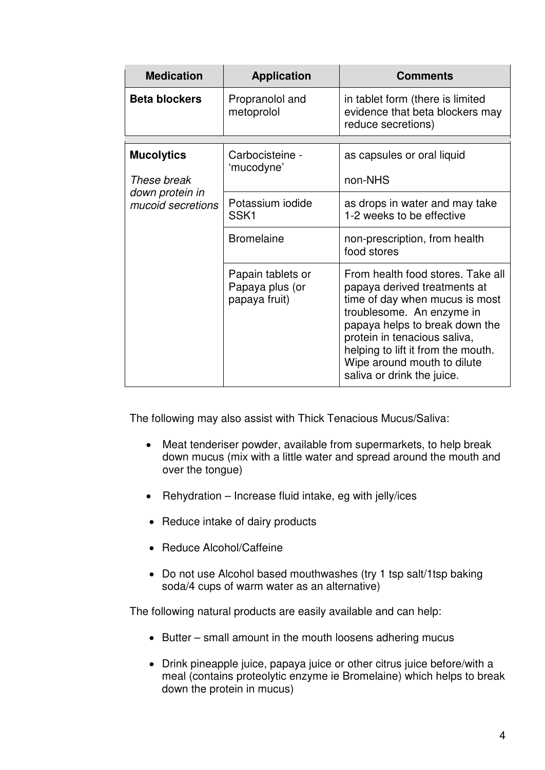| Medication | Application | Comments |
|---|---|---|
| **Beta blockers** | Propranolol and metoprolol | in tablet form (there is limited evidence that beta blockers may reduce secretions) |
| **Mucolytics** *These break down protein in mucoid secretions* | Carbocisteine - 'mucodyne' | as capsules or oral liquid non-NHS |
| | Potassium iodide SSK1 | as drops in water and may take 1-2 weeks to be effective |
| | Bromelaine | non-prescription, from health food stores |
| | Papain tablets or Papaya plus (or papaya fruit) | From health food stores. Take all papaya derived treatments at time of day when mucus is most troublesome. An enzyme in papaya helps to break down the protein in tenacious saliva, helping to lift it from the mouth. Wipe around mouth to dilute saliva or drink the juice. |

The following may also assist with Thick Tenacious Mucus/Saliva:

- Meat tenderiser powder, available from supermarkets, to help break down mucus (mix with a little water and spread around the mouth and over the tongue)
- Rehydration – Increase fluid intake, eg with jelly/ices
- Reduce intake of dairy products
- Reduce Alcohol/Caffeine
- Do not use Alcohol based mouthwashes (try 1 tsp salt/1tsp baking soda/4 cups of warm water as an alternative)

The following natural products are easily available and can help:

- Butter – small amount in the mouth loosens adhering mucus
- Drink pineapple juice, papaya juice or other citrus juice before/with a meal (contains proteolytic enzyme ie Bromelaine) which helps to break down the protein in mucus)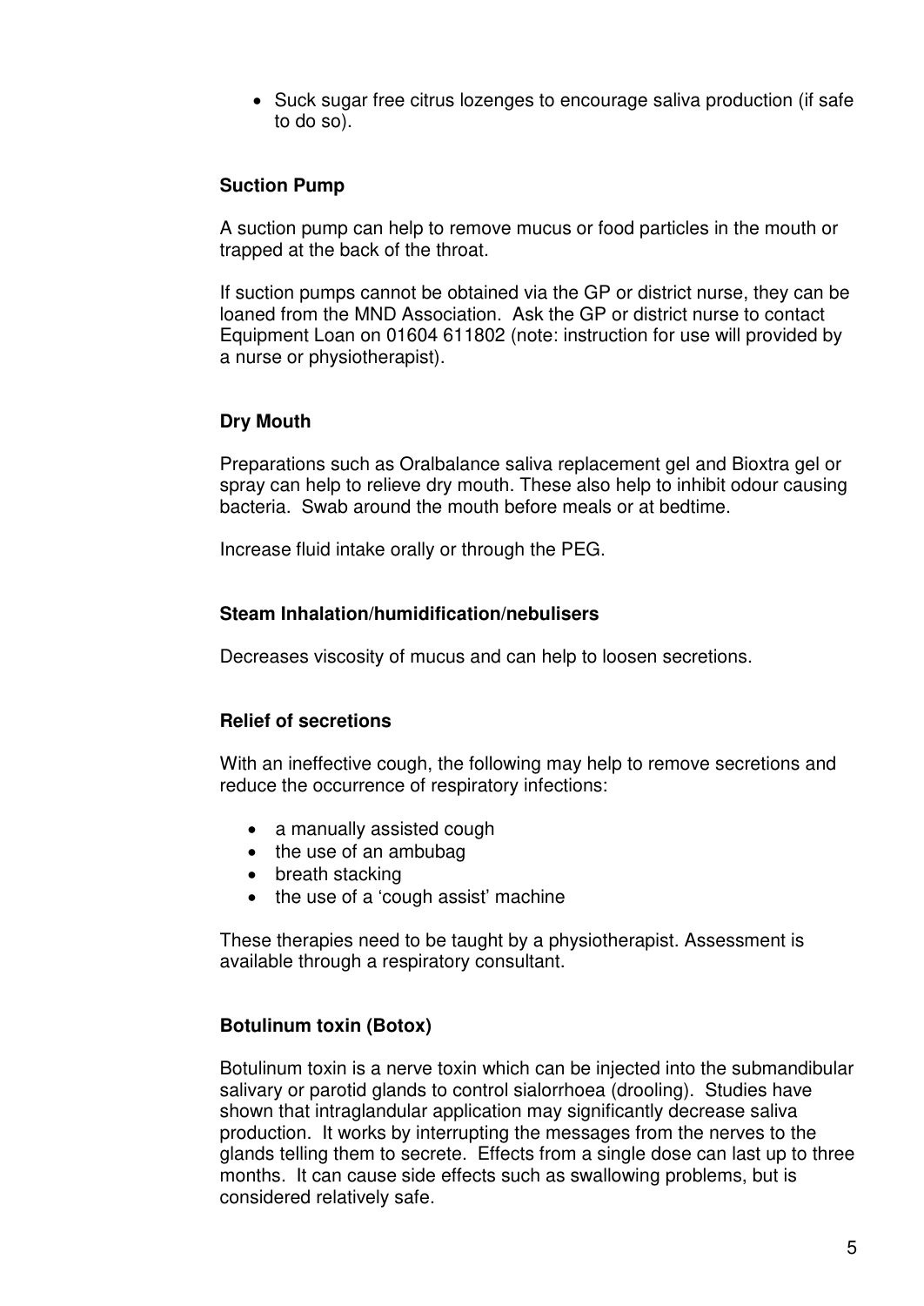- Suck sugar free citrus lozenges to encourage saliva production (if safe to do so).

**Suction Pump**

A suction pump can help to remove mucus or food particles in the mouth or trapped at the back of the throat.

If suction pumps cannot be obtained via the GP or district nurse, they can be loaned from the MND Association. Ask the GP or district nurse to contact Equipment Loan on 01604 611802 (note: instruction for use will provided by a nurse or physiotherapist).

**Dry Mouth**

Preparations such as Oralbalance saliva replacement gel and Bioxtra gel or spray can help to relieve dry mouth. These also help to inhibit odour causing bacteria. Swab around the mouth before meals or at bedtime.

Increase fluid intake orally or through the PEG.

**Steam Inhalation/humidification/nebulisers**

Decreases viscosity of mucus and can help to loosen secretions.

**Relief of secretions**

With an ineffective cough, the following may help to remove secretions and reduce the occurrence of respiratory infections:

- a manually assisted cough
- the use of an ambubag
- breath stacking
- the use of a 'cough assist' machine

These therapies need to be taught by a physiotherapist. Assessment is available through a respiratory consultant.

**Botulinum toxin (Botox)**

Botulinum toxin is a nerve toxin which can be injected into the submandibular salivary or parotid glands to control sialorrhoea (drooling). Studies have shown that intraglandular application may significantly decrease saliva production. It works by interrupting the messages from the nerves to the glands telling them to secrete. Effects from a single dose can last up to three months. It can cause side effects such as swallowing problems, but is considered relatively safe.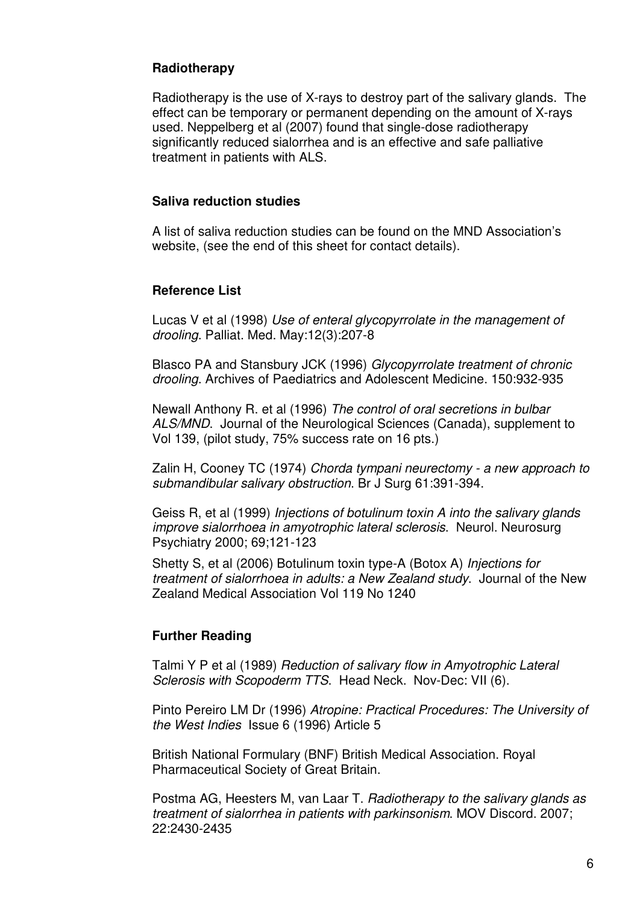## Radiotherapy

Radiotherapy is the use of X-rays to destroy part of the salivary glands. The effect can be temporary or permanent depending on the amount of X-rays used. Neppelberg et al (2007) found that single-dose radiotherapy significantly reduced sialorrhea and is an effective and safe palliative treatment in patients with ALS.

## Saliva reduction studies

A list of saliva reduction studies can be found on the MND Association's website, (see the end of this sheet for contact details).

## Reference List

Lucas V et al (1998) *Use of enteral glycopyrrolate in the management of drooling*. Palliat. Med. May:12(3):207-8

Blasco PA and Stansbury JCK (1996) *Glycopyrrolate treatment of chronic drooling*. Archives of Paediatrics and Adolescent Medicine. 150:932-935

Newall Anthony R. et al (1996) *The control of oral secretions in bulbar ALS/MND*. Journal of the Neurological Sciences (Canada), supplement to Vol 139, (pilot study, 75% success rate on 16 pts.)

Zalin H, Cooney TC (1974) *Chorda tympani neurectomy - a new approach to submandibular salivary obstruction*. Br J Surg 61:391-394.

Geiss R, et al (1999) *Injections of botulinum toxin A into the salivary glands improve sialorrhoea in amyotrophic lateral sclerosis*. Neurol. Neurosurg Psychiatry 2000; 69;121-123

Shetty S, et al (2006) Botulinum toxin type-A (Botox A) *Injections for treatment of sialorrhoea in adults: a New Zealand study*. Journal of the New Zealand Medical Association Vol 119 No 1240

## Further Reading

Talmi Y P et al (1989) *Reduction of salivary flow in Amyotrophic Lateral Sclerosis with Scopoderm TTS*. Head Neck. Nov-Dec: VII (6).

Pinto Pereiro LM Dr (1996) *Atropine: Practical Procedures: The University of the West Indies* Issue 6 (1996) Article 5

British National Formulary (BNF) British Medical Association. Royal Pharmaceutical Society of Great Britain.

Postma AG, Heesters M, van Laar T. *Radiotherapy to the salivary glands as treatment of sialorrhea in patients with parkinsonism*. MOV Discord. 2007; 22:2430-2435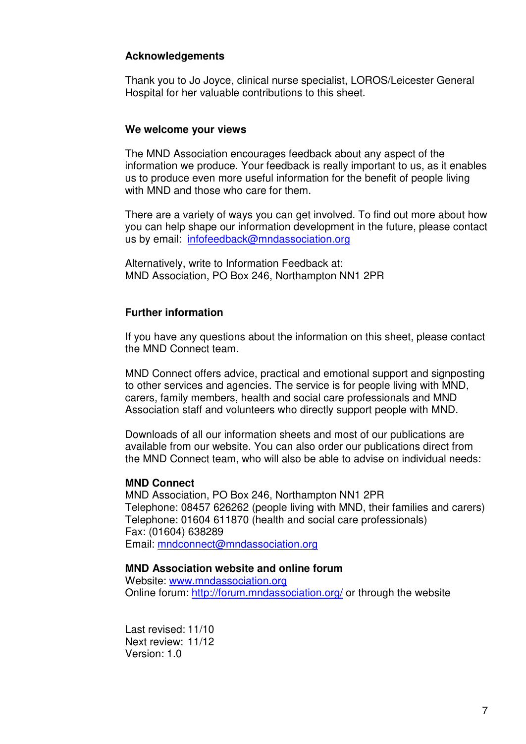## Acknowledgements

Thank you to Jo Joyce, clinical nurse specialist, LOROS/Leicester General Hospital for her valuable contributions to this sheet.

## We welcome your views

The MND Association encourages feedback about any aspect of the information we produce. Your feedback is really important to us, as it enables us to produce even more useful information for the benefit of people living with MND and those who care for them.

There are a variety of ways you can get involved. To find out more about how you can help shape our information development in the future, please contact us by email: infofeedback@mndassociation.org

Alternatively, write to Information Feedback at:
MND Association, PO Box 246, Northampton NN1 2PR

## Further information

If you have any questions about the information on this sheet, please contact the MND Connect team.

MND Connect offers advice, practical and emotional support and signposting to other services and agencies. The service is for people living with MND, carers, family members, health and social care professionals and MND Association staff and volunteers who directly support people with MND.

Downloads of all our information sheets and most of our publications are available from our website. You can also order our publications direct from the MND Connect team, who will also be able to advise on individual needs:

**MND Connect**
MND Association, PO Box 246, Northampton NN1 2PR
Telephone: 08457 626262 (people living with MND, their families and carers)
Telephone: 01604 611870 (health and social care professionals)
Fax: (01604) 638289
Email: mndconnect@mndassociation.org

**MND Association website and online forum**
Website: www.mndassociation.org
Online forum: http://forum.mndassociation.org/ or through the website

Last revised: 11/10
Next review: 11/12
Version: 1.0